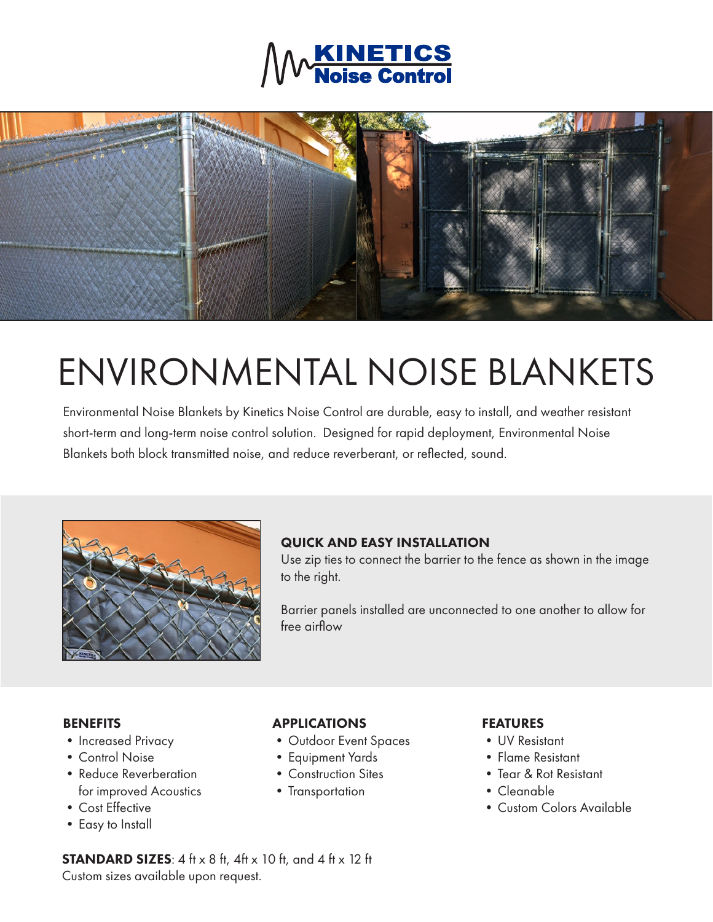# ENVIRONMENTAL NOISE BLANKETS

Environmental Noise Blankets by Kinetics Noise Control are durable, easy to install, and weather resistant short-term and long-term noise control solution. Designed for rapid deployment, Environmental Noise Blankets both block transmitted noise, and reduce reverberant, or reflected, sound.

### QUICK AND EASY INSTALLATION

Use zip ties to connect the barrier to the fence as shown in the image to the right.

Barrier panels installed are unconnected to one another to allow for free airflow

### BENEFITS

- Increased Privacy
- Control Noise
- Reduce Reverberation for improved Acoustics
- Cost Effective
- Easy to Install

### APPLICATIONS

- Outdoor Event Spaces
- Equipment Yards
- Construction Sites
- Transportation

### FEATURES

- UV Resistant
- Flame Resistant
- Tear & Rot Resistant
- Cleanable
- Custom Colors Available

**STANDARD SIZES**: 4 ft x 8 ft, 4ft x 10 ft, and 4 ft x 12 ft
Custom sizes available upon request.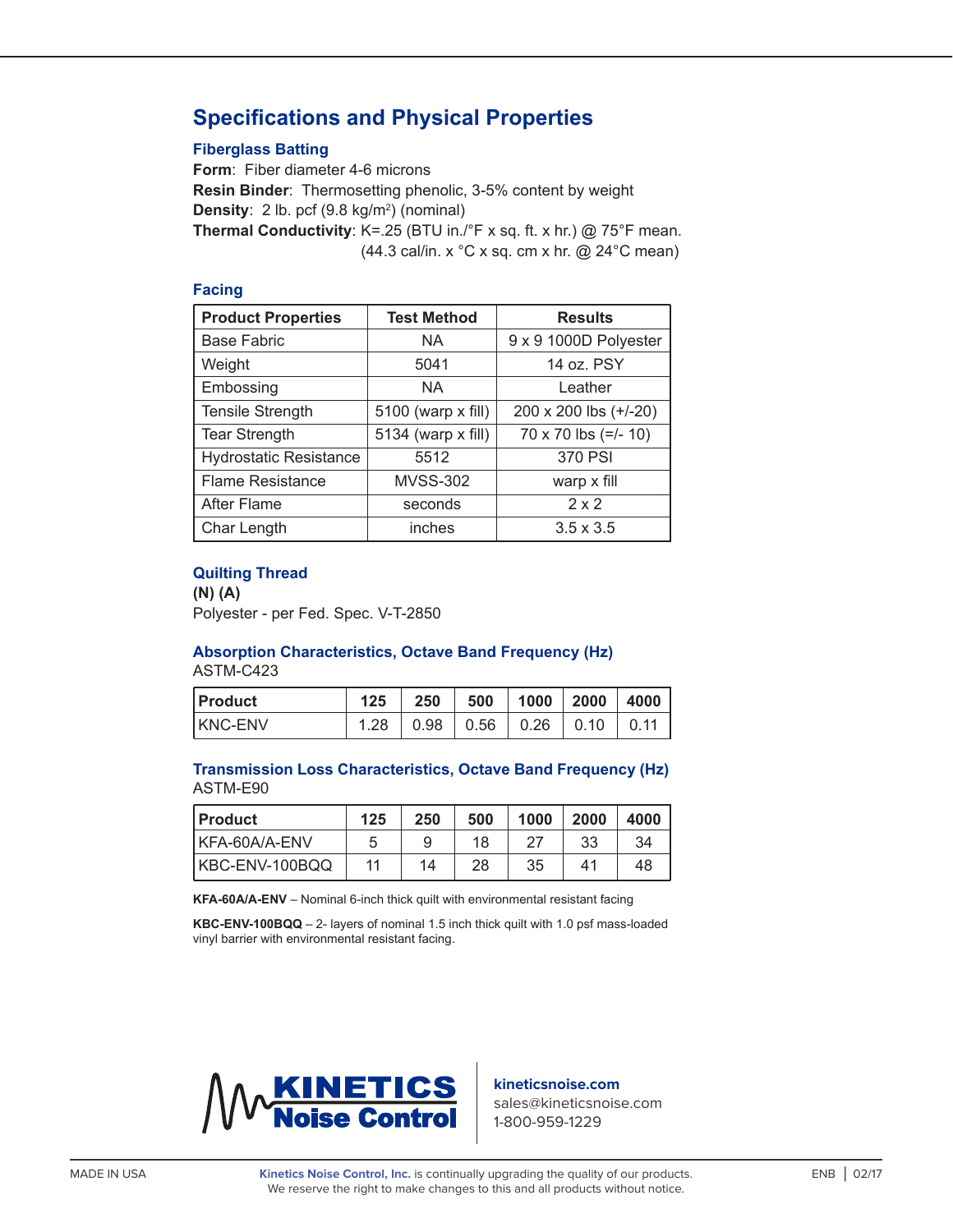## Specifications and Physical Properties

### Fiberglass Batting

**Form**: Fiber diameter 4-6 microns
**Resin Binder**: Thermosetting phenolic, 3-5% content by weight
**Density**: 2 lb. pcf (9.8 kg/m$^2$) (nominal)
**Thermal Conductivity**: K=.25 (BTU in./°F x sq. ft. x hr.) @ 75°F mean.
(44.3 cal/in. x °C x sq. cm x hr. @ 24°C mean)

### Facing

| Product Properties | Test Method | Results |
|---|---|---|
| Base Fabric | NA | 9 x 9 1000D Polyester |
| Weight | 5041 | 14 oz. PSY |
| Embossing | NA | Leather |
| Tensile Strength | 5100 (warp x fill) | 200 x 200 lbs (+/-20) |
| Tear Strength | 5134 (warp x fill) | 70 x 70 lbs (=/- 10) |
| Hydrostatic Resistance | 5512 | 370 PSI |
| Flame Resistance | MVSS-302 | warp x fill |
| After Flame | seconds | 2 x 2 |
| Char Length | inches | 3.5 x 3.5 |

### Quilting Thread

**(N) (A)**
Polyester - per Fed. Spec. V-T-2850

### Absorption Characteristics, Octave Band Frequency (Hz)

ASTM-C423

| Product | 125 | 250 | 500 | 1000 | 2000 | 4000 |
|---|---|---|---|---|---|---|
| KNC-ENV | 1.28 | 0.98 | 0.56 | 0.26 | 0.10 | 0.11 |

### Transmission Loss Characteristics, Octave Band Frequency (Hz)

ASTM-E90

| Product | 125 | 250 | 500 | 1000 | 2000 | 4000 |
|---|---|---|---|---|---|---|
| KFA-60A/A-ENV | 5 | 9 | 18 | 27 | 33 | 34 |
| KBC-ENV-100BQQ | 11 | 14 | 28 | 35 | 41 | 48 |

**KFA-60A/A-ENV** – Nominal 6-inch thick quilt with environmental resistant facing

**KBC-ENV-100BQQ** – 2- layers of nominal 1.5 inch thick quilt with 1.0 psf mass-loaded vinyl barrier with environmental resistant facing.

KINETICS Noise Control

**kineticsnoise.com**
sales@kineticsnoise.com
1-800-959-1229

MADE IN USA

**Kinetics Noise Control, Inc.** is continually upgrading the quality of our products.
We reserve the right to make changes to this and all products without notice.

ENB | 02/17